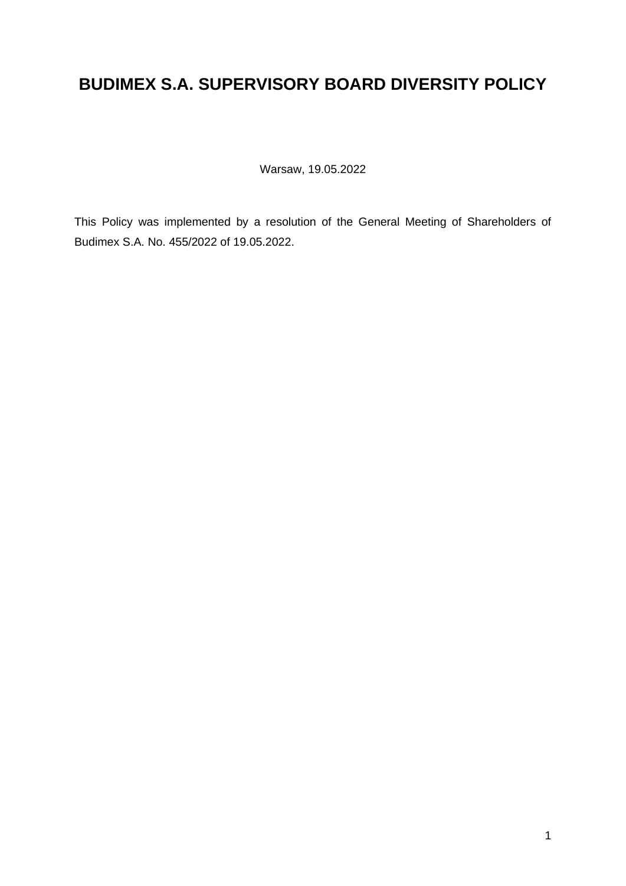# BUDIMEX S.A. SUPERVISORY BOARD DIVERSITY POLICY

Warsaw, 19.05.2022

This Policy was implemented by a resolution of the General Meeting of Shareholders of Budimex S.A. No. 455/2022 of 19.05.2022.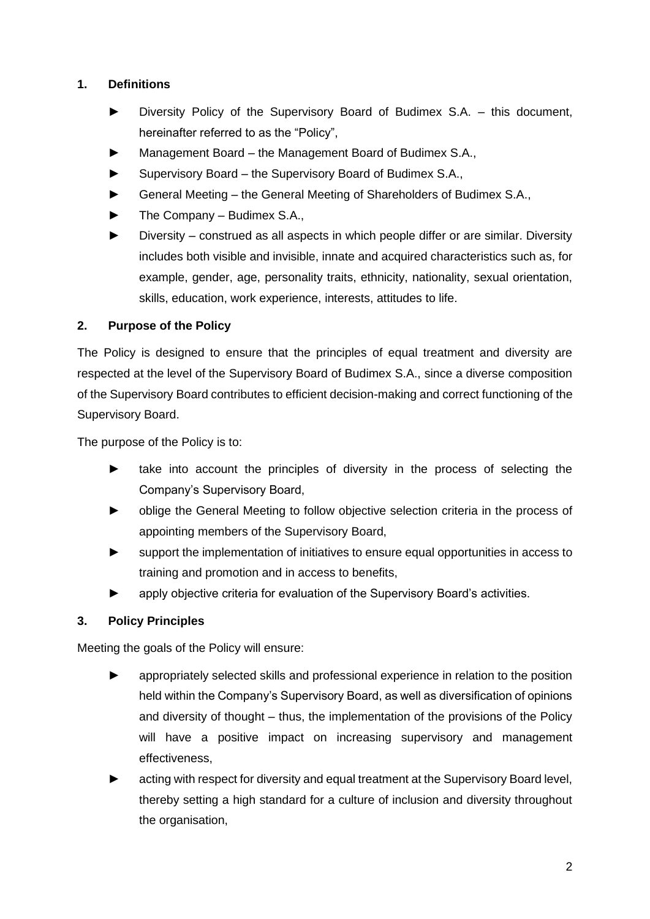## 1. Definitions

- Diversity Policy of the Supervisory Board of Budimex S.A. – this document, hereinafter referred to as the "Policy",
- Management Board – the Management Board of Budimex S.A.,
- Supervisory Board – the Supervisory Board of Budimex S.A.,
- General Meeting – the General Meeting of Shareholders of Budimex S.A.,
- The Company – Budimex S.A.,
- Diversity – construed as all aspects in which people differ or are similar. Diversity includes both visible and invisible, innate and acquired characteristics such as, for example, gender, age, personality traits, ethnicity, nationality, sexual orientation, skills, education, work experience, interests, attitudes to life.

## 2. Purpose of the Policy

The Policy is designed to ensure that the principles of equal treatment and diversity are respected at the level of the Supervisory Board of Budimex S.A., since a diverse composition of the Supervisory Board contributes to efficient decision-making and correct functioning of the Supervisory Board.

The purpose of the Policy is to:

- take into account the principles of diversity in the process of selecting the Company's Supervisory Board,
- oblige the General Meeting to follow objective selection criteria in the process of appointing members of the Supervisory Board,
- support the implementation of initiatives to ensure equal opportunities in access to training and promotion and in access to benefits,
- apply objective criteria for evaluation of the Supervisory Board's activities.

## 3. Policy Principles

Meeting the goals of the Policy will ensure:

- appropriately selected skills and professional experience in relation to the position held within the Company's Supervisory Board, as well as diversification of opinions and diversity of thought – thus, the implementation of the provisions of the Policy will have a positive impact on increasing supervisory and management effectiveness,
- acting with respect for diversity and equal treatment at the Supervisory Board level, thereby setting a high standard for a culture of inclusion and diversity throughout the organisation,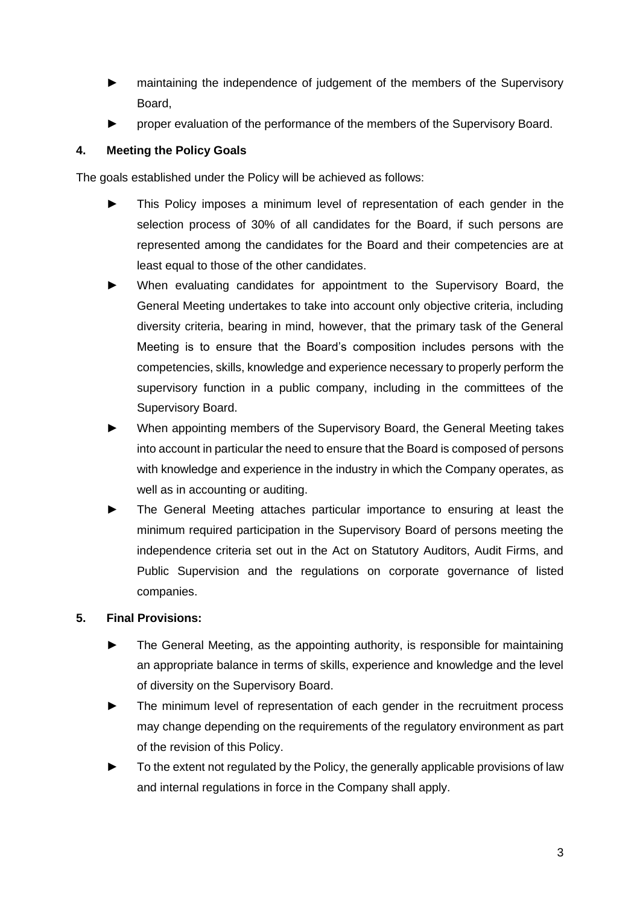- maintaining the independence of judgement of the members of the Supervisory Board,
- proper evaluation of the performance of the members of the Supervisory Board.

## 4. Meeting the Policy Goals

The goals established under the Policy will be achieved as follows:

- This Policy imposes a minimum level of representation of each gender in the selection process of 30% of all candidates for the Board, if such persons are represented among the candidates for the Board and their competencies are at least equal to those of the other candidates.
- When evaluating candidates for appointment to the Supervisory Board, the General Meeting undertakes to take into account only objective criteria, including diversity criteria, bearing in mind, however, that the primary task of the General Meeting is to ensure that the Board's composition includes persons with the competencies, skills, knowledge and experience necessary to properly perform the supervisory function in a public company, including in the committees of the Supervisory Board.
- When appointing members of the Supervisory Board, the General Meeting takes into account in particular the need to ensure that the Board is composed of persons with knowledge and experience in the industry in which the Company operates, as well as in accounting or auditing.
- The General Meeting attaches particular importance to ensuring at least the minimum required participation in the Supervisory Board of persons meeting the independence criteria set out in the Act on Statutory Auditors, Audit Firms, and Public Supervision and the regulations on corporate governance of listed companies.

## 5. Final Provisions:

- The General Meeting, as the appointing authority, is responsible for maintaining an appropriate balance in terms of skills, experience and knowledge and the level of diversity on the Supervisory Board.
- The minimum level of representation of each gender in the recruitment process may change depending on the requirements of the regulatory environment as part of the revision of this Policy.
- To the extent not regulated by the Policy, the generally applicable provisions of law and internal regulations in force in the Company shall apply.